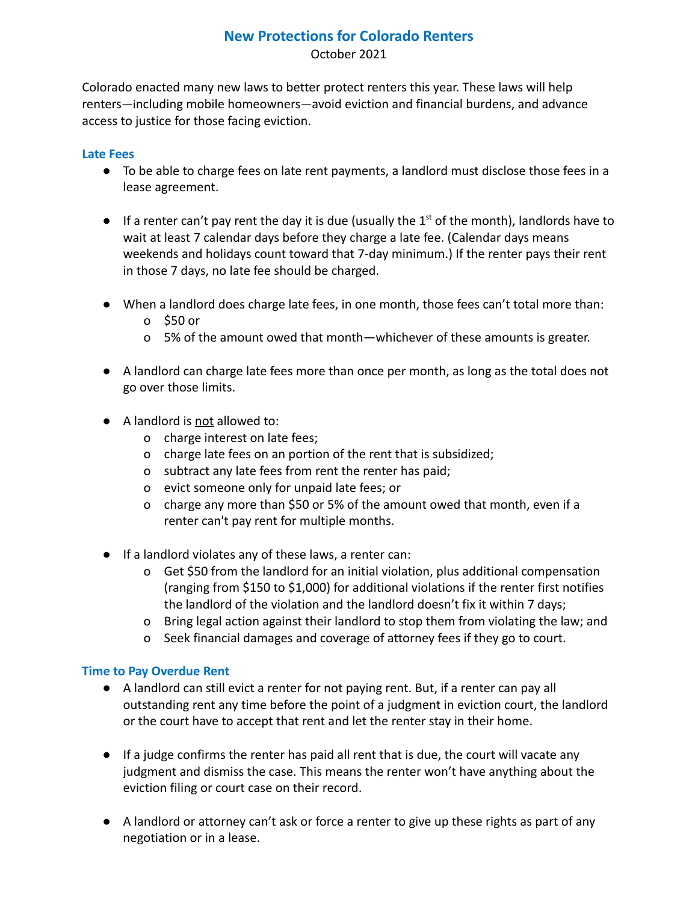# New Protections for Colorado Renters

October 2021

Colorado enacted many new laws to better protect renters this year. These laws will help renters—including mobile homeowners—avoid eviction and financial burdens, and advance access to justice for those facing eviction.

## Late Fees

- To be able to charge fees on late rent payments, a landlord must disclose those fees in a lease agreement.
- If a renter can't pay rent the day it is due (usually the 1st of the month), landlords have to wait at least 7 calendar days before they charge a late fee. (Calendar days means weekends and holidays count toward that 7-day minimum.) If the renter pays their rent in those 7 days, no late fee should be charged.
- When a landlord does charge late fees, in one month, those fees can't total more than:
  - $50 or
  - 5% of the amount owed that month—whichever of these amounts is greater.
- A landlord can charge late fees more than once per month, as long as the total does not go over those limits.
- A landlord is not allowed to:
  - charge interest on late fees;
  - charge late fees on an portion of the rent that is subsidized;
  - subtract any late fees from rent the renter has paid;
  - evict someone only for unpaid late fees; or
  - charge any more than $50 or 5% of the amount owed that month, even if a renter can't pay rent for multiple months.
- If a landlord violates any of these laws, a renter can:
  - Get $50 from the landlord for an initial violation, plus additional compensation (ranging from $150 to $1,000) for additional violations if the renter first notifies the landlord of the violation and the landlord doesn't fix it within 7 days;
  - Bring legal action against their landlord to stop them from violating the law; and
  - Seek financial damages and coverage of attorney fees if they go to court.

## Time to Pay Overdue Rent

- A landlord can still evict a renter for not paying rent. But, if a renter can pay all outstanding rent any time before the point of a judgment in eviction court, the landlord or the court have to accept that rent and let the renter stay in their home.
- If a judge confirms the renter has paid all rent that is due, the court will vacate any judgment and dismiss the case. This means the renter won't have anything about the eviction filing or court case on their record.
- A landlord or attorney can't ask or force a renter to give up these rights as part of any negotiation or in a lease.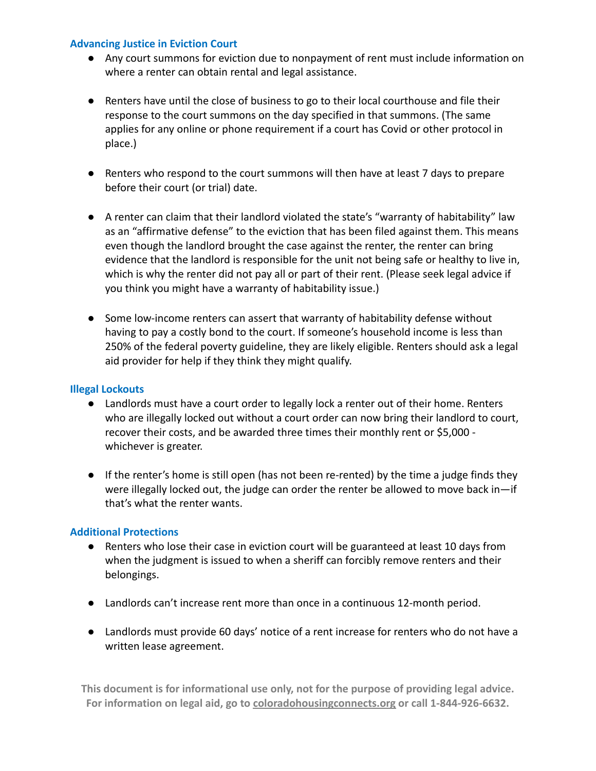### Advancing Justice in Eviction Court

- Any court summons for eviction due to nonpayment of rent must include information on where a renter can obtain rental and legal assistance.
- Renters have until the close of business to go to their local courthouse and file their response to the court summons on the day specified in that summons. (The same applies for any online or phone requirement if a court has Covid or other protocol in place.)
- Renters who respond to the court summons will then have at least 7 days to prepare before their court (or trial) date.
- A renter can claim that their landlord violated the state's "warranty of habitability" law as an "affirmative defense" to the eviction that has been filed against them. This means even though the landlord brought the case against the renter, the renter can bring evidence that the landlord is responsible for the unit not being safe or healthy to live in, which is why the renter did not pay all or part of their rent. (Please seek legal advice if you think you might have a warranty of habitability issue.)
- Some low-income renters can assert that warranty of habitability defense without having to pay a costly bond to the court. If someone's household income is less than 250% of the federal poverty guideline, they are likely eligible. Renters should ask a legal aid provider for help if they think they might qualify.

### Illegal Lockouts

- Landlords must have a court order to legally lock a renter out of their home. Renters who are illegally locked out without a court order can now bring their landlord to court, recover their costs, and be awarded three times their monthly rent or $5,000 - whichever is greater.
- If the renter's home is still open (has not been re-rented) by the time a judge finds they were illegally locked out, the judge can order the renter be allowed to move back in—if that's what the renter wants.

### Additional Protections

- Renters who lose their case in eviction court will be guaranteed at least 10 days from when the judgment is issued to when a sheriff can forcibly remove renters and their belongings.
- Landlords can't increase rent more than once in a continuous 12-month period.
- Landlords must provide 60 days' notice of a rent increase for renters who do not have a written lease agreement.

**This document is for informational use only, not for the purpose of providing legal advice. For information on legal aid, go to coloradohousingconnects.org or call 1-844-926-6632.**